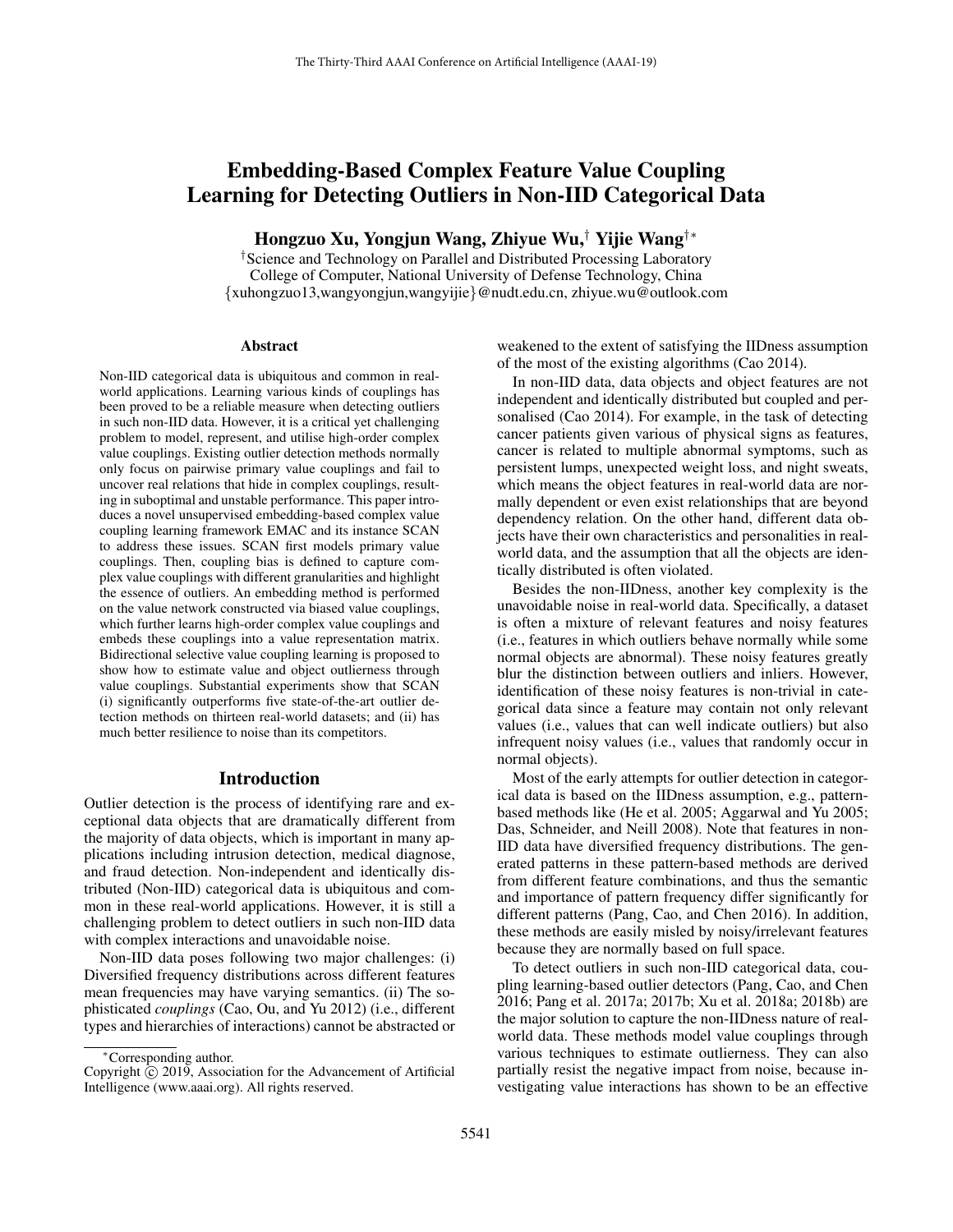# Embedding-Based Complex Feature Value Coupling Learning for Detecting Outliers in Non-IID Categorical Data

**Hongzuo Xu, Yongjun Wang, Zhiyue Wu,[†] Yijie Wang[†*]**

[†]Science and Technology on Parallel and Distributed Processing Laboratory
College of Computer, National University of Defense Technology, China
{xuhongzuo13,wangyongjun,wangyijie}@nudt.edu.cn, zhiyue.wu@outlook.com

## Abstract

Non-IID categorical data is ubiquitous and common in real-world applications. Learning various kinds of couplings has been proved to be a reliable measure when detecting outliers in such non-IID data. However, it is a critical yet challenging problem to model, represent, and utilise high-order complex value couplings. Existing outlier detection methods normally only focus on pairwise primary value couplings and fail to uncover real relations that hide in complex couplings, resulting in suboptimal and unstable performance. This paper introduces a novel unsupervised embedding-based complex value coupling learning framework EMAC and its instance SCAN to address these issues. SCAN first models primary value couplings. Then, coupling bias is defined to capture complex value couplings with different granularities and highlight the essence of outliers. An embedding method is performed on the value network constructed via biased value couplings, which further learns high-order complex value couplings and embeds these couplings into a value representation matrix. Bidirectional selective value coupling learning is proposed to show how to estimate value and object outlierness through value couplings. Substantial experiments show that SCAN (i) significantly outperforms five state-of-the-art outlier detection methods on thirteen real-world datasets; and (ii) has much better resilience to noise than its competitors.

## Introduction

Outlier detection is the process of identifying rare and exceptional data objects that are dramatically different from the majority of data objects, which is important in many applications including intrusion detection, medical diagnose, and fraud detection. Non-independent and identically distributed (Non-IID) categorical data is ubiquitous and common in these real-world applications. However, it is still a challenging problem to detect outliers in such non-IID data with complex interactions and unavoidable noise.

Non-IID data poses following two major challenges: (i) Diversified frequency distributions across different features mean frequencies may have varying semantics. (ii) The sophisticated *couplings* (Cao, Ou, and Yu 2012) (i.e., different types and hierarchies of interactions) cannot be abstracted or weakened to the extent of satisfying the IIDness assumption of the most of the existing algorithms (Cao 2014).

In non-IID data, data objects and object features are not independent and identically distributed but coupled and personalised (Cao 2014). For example, in the task of detecting cancer patients given various of physical signs as features, cancer is related to multiple abnormal symptoms, such as persistent lumps, unexpected weight loss, and night sweats, which means the object features in real-world data are normally dependent or even exist relationships that are beyond dependency relation. On the other hand, different data objects have their own characteristics and personalities in real-world data, and the assumption that all the objects are identically distributed is often violated.

Besides the non-IIDness, another key complexity is the unavoidable noise in real-world data. Specifically, a dataset is often a mixture of relevant features and noisy features (i.e., features in which outliers behave normally while some normal objects are abnormal). These noisy features greatly blur the distinction between outliers and inliers. However, identification of these noisy features is non-trivial in categorical data since a feature may contain not only relevant values (i.e., values that can well indicate outliers) but also infrequent noisy values (i.e., values that randomly occur in normal objects).

Most of the early attempts for outlier detection in categorical data is based on the IIDness assumption, e.g., pattern-based methods like (He et al. 2005; Aggarwal and Yu 2005; Das, Schneider, and Neill 2008). Note that features in non-IID data have diversified frequency distributions. The generated patterns in these pattern-based methods are derived from different feature combinations, and thus the semantic and importance of pattern frequency differ significantly for different patterns (Pang, Cao, and Chen 2016). In addition, these methods are easily misled by noisy/irrelevant features because they are normally based on full space.

To detect outliers in such non-IID categorical data, coupling learning-based outlier detectors (Pang, Cao, and Chen 2016; Pang et al. 2017a; 2017b; Xu et al. 2018a; 2018b) are the major solution to capture the non-IIDness nature of real-world data. These methods model value couplings through various techniques to estimate outlierness. They can also partially resist the negative impact from noise, because investigating value interactions has shown to be an effective

*Corresponding author.
Copyright © 2019, Association for the Advancement of Artificial Intelligence (www.aaai.org). All rights reserved.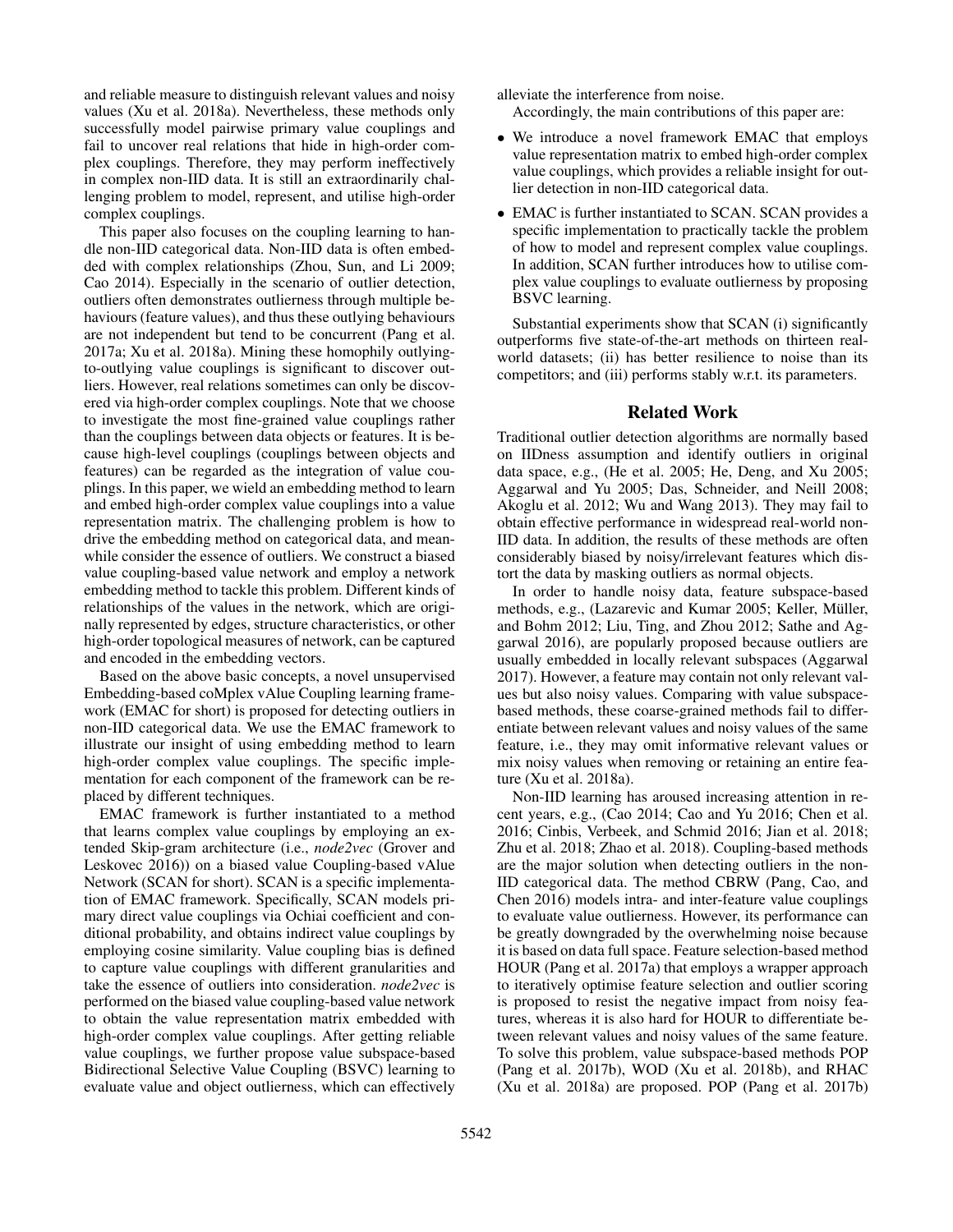and reliable measure to distinguish relevant values and noisy values (Xu et al. 2018a). Nevertheless, these methods only successfully model pairwise primary value couplings and fail to uncover real relations that hide in high-order complex couplings. Therefore, they may perform ineffectively in complex non-IID data. It is still an extraordinarily challenging problem to model, represent, and utilise high-order complex couplings.

This paper also focuses on the coupling learning to handle non-IID categorical data. Non-IID data is often embedded with complex relationships (Zhou, Sun, and Li 2009; Cao 2014). Especially in the scenario of outlier detection, outliers often demonstrates outlierness through multiple behaviours (feature values), and thus these outlying behaviours are not independent but tend to be concurrent (Pang et al. 2017a; Xu et al. 2018a). Mining these homophily outlying-to-outlying value couplings is significant to discover outliers. However, real relations sometimes can only be discovered via high-order complex couplings. Note that we choose to investigate the most fine-grained value couplings rather than the couplings between data objects or features. It is because high-level couplings (couplings between objects and features) can be regarded as the integration of value couplings. In this paper, we wield an embedding method to learn and embed high-order complex value couplings into a value representation matrix. The challenging problem is how to drive the embedding method on categorical data, and meanwhile consider the essence of outliers. We construct a biased value coupling-based value network and employ a network embedding method to tackle this problem. Different kinds of relationships of the values in the network, which are originally represented by edges, structure characteristics, or other high-order topological measures of network, can be captured and encoded in the embedding vectors.

Based on the above basic concepts, a novel unsupervised Embedding-based coMplex vAlue Coupling learning framework (EMAC for short) is proposed for detecting outliers in non-IID categorical data. We use the EMAC framework to illustrate our insight of using embedding method to learn high-order complex value couplings. The specific implementation for each component of the framework can be replaced by different techniques.

EMAC framework is further instantiated to a method that learns complex value couplings by employing an extended Skip-gram architecture (i.e., *node2vec* (Grover and Leskovec 2016)) on a biased value Coupling-based vAlue Network (SCAN for short). SCAN is a specific implementation of EMAC framework. Specifically, SCAN models primary direct value couplings via Ochiai coefficient and conditional probability, and obtains indirect value couplings by employing cosine similarity. Value coupling bias is defined to capture value couplings with different granularities and take the essence of outliers into consideration. *node2vec* is performed on the biased value coupling-based value network to obtain the value representation matrix embedded with high-order complex value couplings. After getting reliable value couplings, we further propose value subspace-based Bidirectional Selective Value Coupling (BSVC) learning to evaluate value and object outlierness, which can effectively alleviate the interference from noise.

Accordingly, the main contributions of this paper are:

- We introduce a novel framework EMAC that employs value representation matrix to embed high-order complex value couplings, which provides a reliable insight for outlier detection in non-IID categorical data.
- EMAC is further instantiated to SCAN. SCAN provides a specific implementation to practically tackle the problem of how to model and represent complex value couplings. In addition, SCAN further introduces how to utilise complex value couplings to evaluate outlierness by proposing BSVC learning.

Substantial experiments show that SCAN (i) significantly outperforms five state-of-the-art methods on thirteen real-world datasets; (ii) has better resilience to noise than its competitors; and (iii) performs stably w.r.t. its parameters.

## Related Work

Traditional outlier detection algorithms are normally based on IIDness assumption and identify outliers in original data space, e.g., (He et al. 2005; He, Deng, and Xu 2005; Aggarwal and Yu 2005; Das, Schneider, and Neill 2008; Akoglu et al. 2012; Wu and Wang 2013). They may fail to obtain effective performance in widespread real-world non-IID data. In addition, the results of these methods are often considerably biased by noisy/irrelevant features which distort the data by masking outliers as normal objects.

In order to handle noisy data, feature subspace-based methods, e.g., (Lazarevic and Kumar 2005; Keller, Müller, and Bohm 2012; Liu, Ting, and Zhou 2012; Sathe and Aggarwal 2016), are popularly proposed because outliers are usually embedded in locally relevant subspaces (Aggarwal 2017). However, a feature may contain not only relevant values but also noisy values. Comparing with value subspace-based methods, these coarse-grained methods fail to differentiate between relevant values and noisy values of the same feature, i.e., they may omit informative relevant values or mix noisy values when removing or retaining an entire feature (Xu et al. 2018a).

Non-IID learning has aroused increasing attention in recent years, e.g., (Cao 2014; Cao and Yu 2016; Chen et al. 2016; Cinbis, Verbeek, and Schmid 2016; Jian et al. 2018; Zhu et al. 2018; Zhao et al. 2018). Coupling-based methods are the major solution when detecting outliers in the non-IID categorical data. The method CBRW (Pang, Cao, and Chen 2016) models intra- and inter-feature value couplings to evaluate value outlierness. However, its performance can be greatly downgraded by the overwhelming noise because it is based on data full space. Feature selection-based method HOUR (Pang et al. 2017a) that employs a wrapper approach to iteratively optimise feature selection and outlier scoring is proposed to resist the negative impact from noisy features, whereas it is also hard for HOUR to differentiate between relevant values and noisy values of the same feature. To solve this problem, value subspace-based methods POP (Pang et al. 2017b), WOD (Xu et al. 2018b), and RHAC (Xu et al. 2018a) are proposed. POP (Pang et al. 2017b)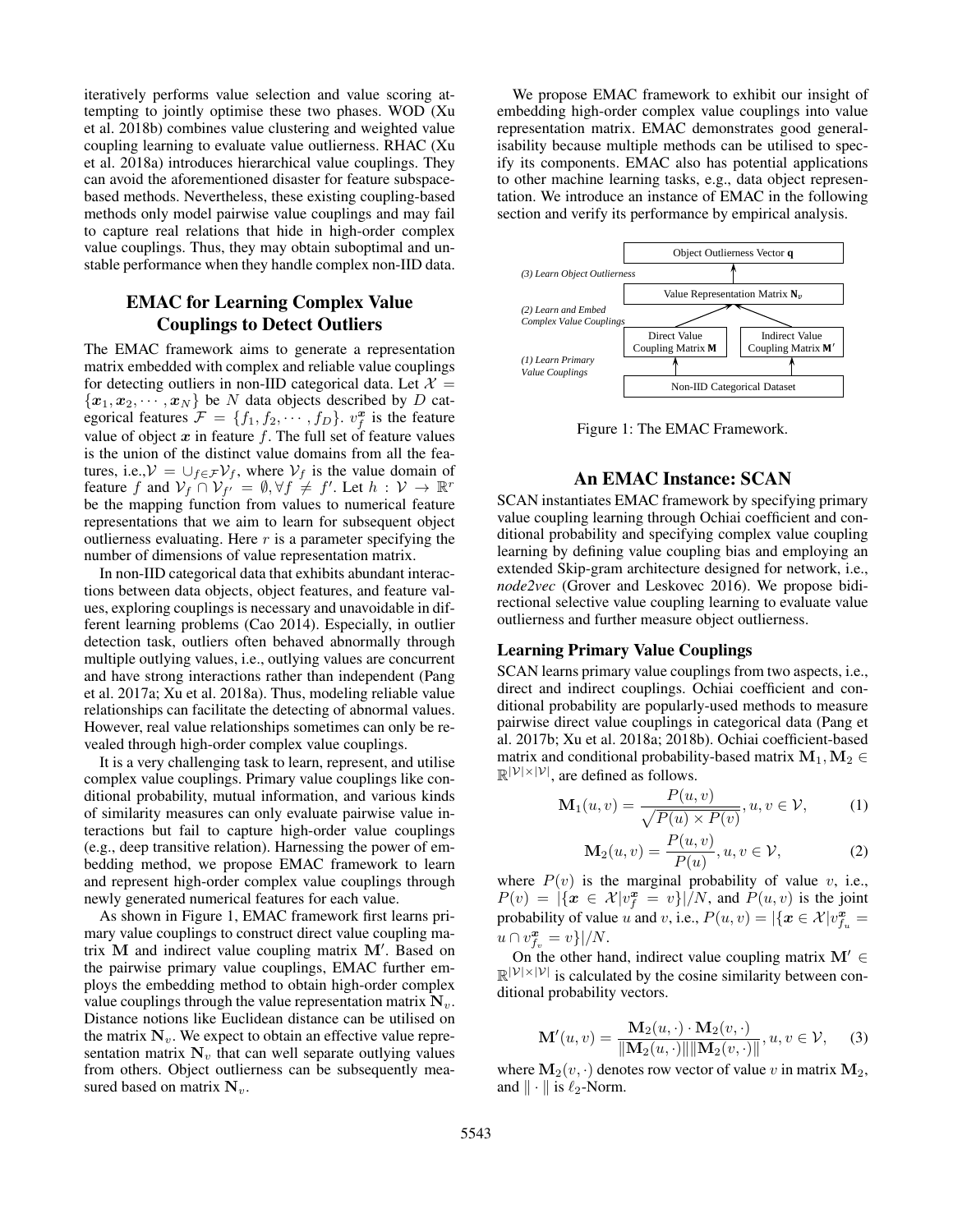iteratively performs value selection and value scoring attempting to jointly optimise these two phases. WOD (Xu et al. 2018b) combines value clustering and weighted value coupling learning to evaluate value outlierness. RHAC (Xu et al. 2018a) introduces hierarchical value couplings. They can avoid the aforementioned disaster for feature subspace-based methods. Nevertheless, these existing coupling-based methods only model pairwise value couplings and may fail to capture real relations that hide in high-order complex value couplings. Thus, they may obtain suboptimal and unstable performance when they handle complex non-IID data.

## EMAC for Learning Complex Value Couplings to Detect Outliers

The EMAC framework aims to generate a representation matrix embedded with complex and reliable value couplings for detecting outliers in non-IID categorical data. Let $\mathcal{X} = \{\boldsymbol{x}_1, \boldsymbol{x}_2, \cdots, \boldsymbol{x}_N\}$ be $N$ data objects described by $D$ categorical features $\mathcal{F} = \{f_1, f_2, \cdots, f_D\}$. $v_f^{\boldsymbol{x}}$ is the feature value of object $\boldsymbol{x}$ in feature $f$. The full set of feature values is the union of the distinct value domains from all the features, i.e.,$\mathcal{V} = \cup_{f \in \mathcal{F}} \mathcal{V}_f$, where $\mathcal{V}_f$ is the value domain of feature $f$ and $\mathcal{V}_f \cap \mathcal{V}_{f'} = \emptyset, \forall f \neq f'$. Let $h : \mathcal{V} \rightarrow \mathbb{R}^r$ be the mapping function from values to numerical feature representations that we aim to learn for subsequent object outlierness evaluating. Here $r$ is a parameter specifying the number of dimensions of value representation matrix.

In non-IID categorical data that exhibits abundant interactions between data objects, object features, and feature values, exploring couplings is necessary and unavoidable in different learning problems (Cao 2014). Especially, in outlier detection task, outliers often behaved abnormally through multiple outlying values, i.e., outlying values are concurrent and have strong interactions rather than independent (Pang et al. 2017a; Xu et al. 2018a). Thus, modeling reliable value relationships can facilitate the detecting of abnormal values. However, real value relationships sometimes can only be revealed through high-order complex value couplings.

It is a very challenging task to learn, represent, and utilise complex value couplings. Primary value couplings like conditional probability, mutual information, and various kinds of similarity measures can only evaluate pairwise value interactions but fail to capture high-order value couplings (e.g., deep transitive relation). Harnessing the power of embedding method, we propose EMAC framework to learn and represent high-order complex value couplings through newly generated numerical features for each value.

As shown in Figure 1, EMAC framework first learns primary value couplings to construct direct value coupling matrix $\mathbf{M}$ and indirect value coupling matrix $\mathbf{M}'$. Based on the pairwise primary value couplings, EMAC further employs the embedding method to obtain high-order complex value couplings through the value representation matrix $\mathbf{N}_v$. Distance notions like Euclidean distance can be utilised on the matrix $\mathbf{N}_v$. We expect to obtain an effective value representation matrix $\mathbf{N}_v$ that can well separate outlying values from others. Object outlierness can be subsequently measured based on matrix $\mathbf{N}_v$.

We propose EMAC framework to exhibit our insight of embedding high-order complex value couplings into value representation matrix. EMAC demonstrates good generalisability because multiple methods can be utilised to specify its components. EMAC also has potential applications to other machine learning tasks, e.g., data object representation. We introduce an instance of EMAC in the following section and verify its performance by empirical analysis.

Figure 1: The EMAC Framework.

## An EMAC Instance: SCAN

SCAN instantiates EMAC framework by specifying primary value coupling learning through Ochiai coefficient and conditional probability and specifying complex value coupling learning by defining value coupling bias and employing an extended Skip-gram architecture designed for network, i.e., *node2vec* (Grover and Leskovec 2016). We propose bidirectional selective value coupling learning to evaluate value outlierness and further measure object outlierness.

### Learning Primary Value Couplings

SCAN learns primary value couplings from two aspects, i.e., direct and indirect couplings. Ochiai coefficient and conditional probability are popularly-used methods to measure pairwise direct value couplings in categorical data (Pang et al. 2017b; Xu et al. 2018a; 2018b). Ochiai coefficient-based matrix and conditional probability-based matrix $\mathbf{M}_1, \mathbf{M}_2 \in \mathbb{R}^{|\mathcal{V}| \times |\mathcal{V}|}$, are defined as follows.

$$\mathbf{M}_1(u, v) = \frac{P(u, v)}{\sqrt{P(u) \times P(v)}}, u, v \in \mathcal{V}, \tag{1}$$

$$\mathbf{M}_2(u, v) = \frac{P(u, v)}{P(u)}, u, v \in \mathcal{V}, \tag{2}$$

where $P(v)$ is the marginal probability of value $v$, i.e., $P(v) = |\{\boldsymbol{x} \in \mathcal{X} | v_f^{\boldsymbol{x}} = v\}|/N$, and $P(u, v)$ is the joint probability of value $u$ and $v$, i.e., $P(u, v) = |\{\boldsymbol{x} \in \mathcal{X} | v_{f_u}^{\boldsymbol{x}} = u \cap v_{f_v}^{\boldsymbol{x}} = v\}|/N$.

On the other hand, indirect value coupling matrix $\mathbf{M}' \in \mathbb{R}^{|\mathcal{V}| \times |\mathcal{V}|}$ is calculated by the cosine similarity between conditional probability vectors.

$$\mathbf{M}'(u, v) = \frac{\mathbf{M}_2(u, \cdot) \cdot \mathbf{M}_2(v, \cdot)}{\|\mathbf{M}_2(u, \cdot)\| \|\mathbf{M}_2(v, \cdot)\|}, u, v \in \mathcal{V}, \tag{3}$$

where $\mathbf{M}_2(v, \cdot)$ denotes row vector of value $v$ in matrix $\mathbf{M}_2$, and $\| \cdot \|$ is $\ell_2$-Norm.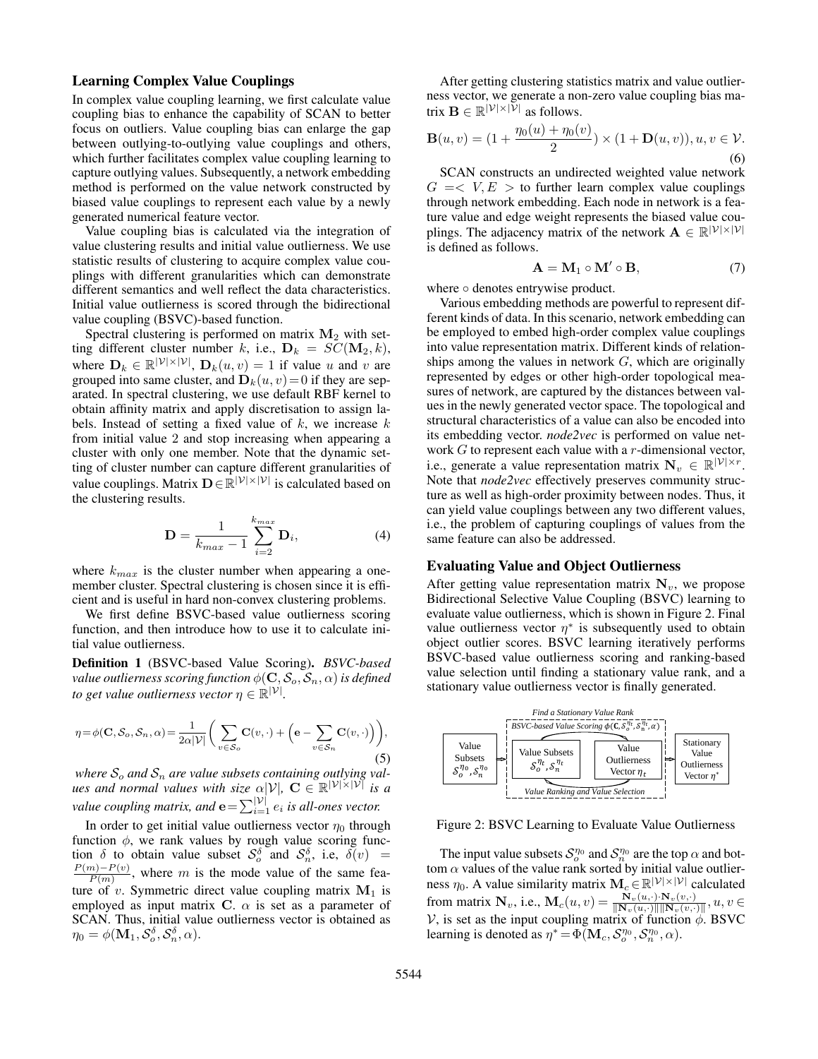### Learning Complex Value Couplings

In complex value coupling learning, we first calculate value coupling bias to enhance the capability of SCAN to better focus on outliers. Value coupling bias can enlarge the gap between outlying-to-outlying value couplings and others, which further facilitates complex value coupling learning to capture outlying values. Subsequently, a network embedding method is performed on the value network constructed by biased value couplings to represent each value by a newly generated numerical feature vector.

Value coupling bias is calculated via the integration of value clustering results and initial value outlierness. We use statistic results of clustering to acquire complex value couplings with different granularities which can demonstrate different semantics and well reflect the data characteristics. Initial value outlierness is scored through the bidirectional value coupling (BSVC)-based function.

Spectral clustering is performed on matrix $\mathbf{M}_2$ with setting different cluster number $k$, i.e., $\mathbf{D}_k = SC(\mathbf{M}_2, k)$, where $\mathbf{D}_k \in \mathbb{R}^{|\mathcal{V}|\times|\mathcal{V}|}$, $\mathbf{D}_k(u,v) = 1$ if value $u$ and $v$ are grouped into same cluster, and $\mathbf{D}_k(u,v) = 0$ if they are separated. In spectral clustering, we use default RBF kernel to obtain affinity matrix and apply discretisation to assign labels. Instead of setting a fixed value of $k$, we increase $k$ from initial value 2 and stop increasing when appearing a cluster with only one member. Note that the dynamic setting of cluster number can capture different granularities of value couplings. Matrix $\mathbf{D} \in \mathbb{R}^{|\mathcal{V}|\times|\mathcal{V}|}$ is calculated based on the clustering results.

$$\mathbf{D} = \frac{1}{k_{max} - 1} \sum_{i=2}^{k_{max}} \mathbf{D}_i, \tag{4}$$

where $k_{max}$ is the cluster number when appearing a one-member cluster. Spectral clustering is chosen since it is efficient and is useful in hard non-convex clustering problems.

We first define BSVC-based value outlierness scoring function, and then introduce how to use it to calculate initial value outlierness.

**Definition 1** (BSVC-based Value Scoring). *BSVC-based value outlierness scoring function $\phi(\mathbf{C}, \mathcal{S}_o, \mathcal{S}_n, \alpha)$ is defined to get value outlierness vector $\eta \in \mathbb{R}^{|\mathcal{V}|}$.*

$$\eta = \phi(\mathbf{C}, \mathcal{S}_o, \mathcal{S}_n, \alpha) = \frac{1}{2\alpha|\mathcal{V}|}\bigg(\sum_{v\in\mathcal{S}_o}\mathbf{C}(v,\cdot) + \Big(\mathbf{e} - \sum_{v\in\mathcal{S}_n}\mathbf{C}(v,\cdot)\Big)\bigg), \tag{5}$$

*where $\mathcal{S}_o$ and $\mathcal{S}_n$ are value subsets containing outlying values and normal values with size $\alpha|\mathcal{V}|$, $\mathbf{C} \in \mathbb{R}^{|\mathcal{V}|\times|\mathcal{V}|}$ is a value coupling matrix, and $\mathbf{e} = \sum_{i=1}^{|\mathcal{V}|} e_i$ is all-ones vector.*

In order to get initial value outlierness vector $\eta_0$ through function $\phi$, we rank values by rough value scoring function $\delta$ to obtain value subset $\mathcal{S}_o^\delta$ and $\mathcal{S}_n^\delta$, i.e, $\delta(v) = \frac{P(m)-P(v)}{P(m)}$, where $m$ is the mode value of the same feature of $v$. Symmetric direct value coupling matrix $\mathbf{M}_1$ is employed as input matrix $\mathbf{C}$. $\alpha$ is set as a parameter of SCAN. Thus, initial value outlierness vector is obtained as $\eta_0 = \phi(\mathbf{M}_1, \mathcal{S}_o^\delta, \mathcal{S}_n^\delta, \alpha)$.

After getting clustering statistics matrix and value outlierness vector, we generate a non-zero value coupling bias matrix $\mathbf{B} \in \mathbb{R}^{|\mathcal{V}|\times|\mathcal{V}|}$ as follows.

$$\mathbf{B}(u,v) = (1 + \frac{\eta_0(u) + \eta_0(v)}{2}) \times (1 + \mathbf{D}(u,v)), u, v \in \mathcal{V}. \tag{6}$$

SCAN constructs an undirected weighted value network $G = <V, E>$ to further learn complex value couplings through network embedding. Each node in network is a feature value and edge weight represents the biased value couplings. The adjacency matrix of the network $\mathbf{A} \in \mathbb{R}^{|\mathcal{V}|\times|\mathcal{V}|}$ is defined as follows.

$$\mathbf{A} = \mathbf{M}_1 \circ \mathbf{M}' \circ \mathbf{B}, \tag{7}$$

where $\circ$ denotes entrywise product.

Various embedding methods are powerful to represent different kinds of data. In this scenario, network embedding can be employed to embed high-order complex value couplings into value representation matrix. Different kinds of relationships among the values in network $G$, which are originally represented by edges or other high-order topological measures of network, are captured by the distances between values in the newly generated vector space. The topological and structural characteristics of a value can also be encoded into its embedding vector. *node2vec* is performed on value network $G$ to represent each value with a $r$-dimensional vector, i.e., generate a value representation matrix $\mathbf{N}_v \in \mathbb{R}^{|\mathcal{V}|\times r}$. Note that *node2vec* effectively preserves community structure as well as high-order proximity between nodes. Thus, it can yield value couplings between any two different values, i.e., the problem of capturing couplings of values from the same feature can also be addressed.

### Evaluating Value and Object Outlierness

After getting value representation matrix $\mathbf{N}_v$, we propose Bidirectional Selective Value Coupling (BSVC) learning to evaluate value outlierness, which is shown in Figure 2. Final value outlierness vector $\eta^*$ is subsequently used to obtain object outlier scores. BSVC learning iteratively performs BSVC-based value outlierness scoring and ranking-based value selection until finding a stationary value rank, and a stationary value outlierness vector is finally generated.

Figure 2: BSVC Learning to Evaluate Value Outlierness

The input value subsets $\mathcal{S}_o^{\eta_0}$ and $\mathcal{S}_n^{\eta_0}$ are the top $\alpha$ and bottom $\alpha$ values of the value rank sorted by initial value outlierness $\eta_0$. A value similarity matrix $\mathbf{M}_c \in \mathbb{R}^{|\mathcal{V}|\times|\mathcal{V}|}$ calculated from matrix $\mathbf{N}_v$, i.e., $\mathbf{M}_c(u,v) = \frac{\mathbf{N}_v(u,\cdot)\cdot\mathbf{N}_v(v,\cdot)}{\|\mathbf{N}_v(u,\cdot)\|\|\mathbf{N}_v(v,\cdot)\|}, u, v \in \mathcal{V}$, is set as the input coupling matrix of function $\phi$. BSVC learning is denoted as $\eta^* = \Phi(\mathbf{M}_c, \mathcal{S}_o^{\eta_0}, \mathcal{S}_n^{\eta_0}, \alpha)$.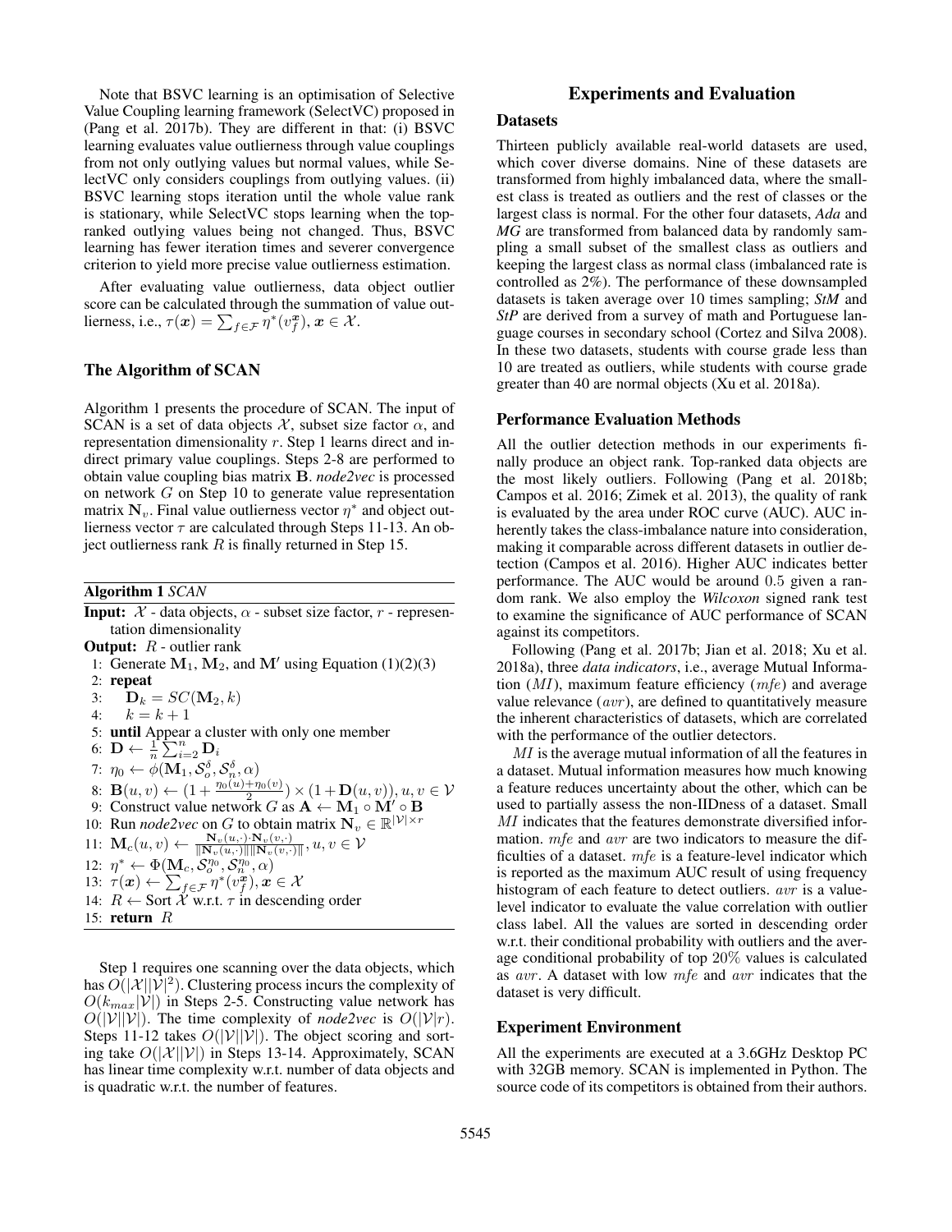Note that BSVC learning is an optimisation of Selective Value Coupling learning framework (SelectVC) proposed in (Pang et al. 2017b). They are different in that: (i) BSVC learning evaluates value outlierness through value couplings from not only outlying values but normal values, while SelectVC only considers couplings from outlying values. (ii) BSVC learning stops iteration until the whole value rank is stationary, while SelectVC stops learning when the top-ranked outlying values being not changed. Thus, BSVC learning has fewer iteration times and severer convergence criterion to yield more precise value outlierness estimation.

After evaluating value outlierness, data object outlier score can be calculated through the summation of value outlierness, i.e., $\tau(\boldsymbol{x}) = \sum_{f \in \mathcal{F}} \eta^*(v_f^{\boldsymbol{x}}), \boldsymbol{x} \in \mathcal{X}$.

## The Algorithm of SCAN

Algorithm 1 presents the procedure of SCAN. The input of SCAN is a set of data objects $\mathcal{X}$, subset size factor $\alpha$, and representation dimensionality $r$. Step 1 learns direct and indirect primary value couplings. Steps 2-8 are performed to obtain value coupling bias matrix $\mathbf{B}$. *node2vec* is processed on network $G$ on Step 10 to generate value representation matrix $\mathbf{N}_v$. Final value outlierness vector $\eta^*$ and object outlierness vector $\tau$ are calculated through Steps 11-13. An object outlierness rank $R$ is finally returned in Step 15.

**Algorithm 1** *SCAN*

**Input:** $\mathcal{X}$ - data objects, $\alpha$ - subset size factor, $r$ - representation dimensionality

**Output:** $R$ - outlier rank

1: Generate $\mathbf{M}_1$, $\mathbf{M}_2$, and $\mathbf{M}'$ using Equation (1)(2)(3)
2: **repeat**
3: $\quad \mathbf{D}_k = SC(\mathbf{M}_2, k)$
4: $\quad k = k + 1$
5: **until** Appear a cluster with only one member
6: $\mathbf{D} \leftarrow \frac{1}{n} \sum_{i=2}^{n} \mathbf{D}_i$
7: $\eta_0 \leftarrow \phi(\mathbf{M}_1, \mathcal{S}_o^\delta, \mathcal{S}_n^\delta, \alpha)$
8: $\mathbf{B}(u, v) \leftarrow (1 + \frac{\eta_0(u)+\eta_0(v)}{2}) \times (1 + \mathbf{D}(u, v)), u, v \in \mathcal{V}$
9: Construct value network $G$ as $\mathbf{A} \leftarrow \mathbf{M}_1 \circ \mathbf{M}' \circ \mathbf{B}$
10: Run *node2vec* on $G$ to obtain matrix $\mathbf{N}_v \in \mathbb{R}^{|\mathcal{V}| \times r}$
11: $\mathbf{M}_c(u, v) \leftarrow \frac{\mathbf{N}_v(u,\cdot) \cdot \mathbf{N}_v(v,\cdot)}{\|\mathbf{N}_v(u,\cdot)\| \|\mathbf{N}_v(v,\cdot)\|}, u, v \in \mathcal{V}$
12: $\eta^* \leftarrow \Phi(\mathbf{M}_c, \mathcal{S}_o^{\eta_0}, \mathcal{S}_n^{\eta_0}, \alpha)$
13: $\tau(\boldsymbol{x}) \leftarrow \sum_{f \in \mathcal{F}} \eta^*(v_f^{\boldsymbol{x}}), \boldsymbol{x} \in \mathcal{X}$
14: $R \leftarrow$ Sort $\mathcal{X}$ w.r.t. $\tau$ in descending order
15: **return** $R$

Step 1 requires one scanning over the data objects, which has $O(|\mathcal{X}||\mathcal{V}|^2)$. Clustering process incurs the complexity of $O(k_{max}|\mathcal{V}|)$ in Steps 2-5. Constructing value network has $O(|\mathcal{V}||\mathcal{V}|)$. The time complexity of *node2vec* is $O(|\mathcal{V}|r)$. Steps 11-12 takes $O(|\mathcal{V}||\mathcal{V}|)$. The object scoring and sorting take $O(|\mathcal{X}||\mathcal{V}|)$ in Steps 13-14. Approximately, SCAN has linear time complexity w.r.t. number of data objects and is quadratic w.r.t. the number of features.

# Experiments and Evaluation

## Datasets

Thirteen publicly available real-world datasets are used, which cover diverse domains. Nine of these datasets are transformed from highly imbalanced data, where the smallest class is treated as outliers and the rest of classes or the largest class is normal. For the other four datasets, *Ada* and *MG* are transformed from balanced data by randomly sampling a small subset of the smallest class as outliers and keeping the largest class as normal class (imbalanced rate is controlled as 2%). The performance of these downsampled datasets is taken average over 10 times sampling; *StM* and *StP* are derived from a survey of math and Portuguese language courses in secondary school (Cortez and Silva 2008). In these two datasets, students with course grade less than 10 are treated as outliers, while students with course grade greater than 40 are normal objects (Xu et al. 2018a).

## Performance Evaluation Methods

All the outlier detection methods in our experiments finally produce an object rank. Top-ranked data objects are the most likely outliers. Following (Pang et al. 2018b; Campos et al. 2016; Zimek et al. 2013), the quality of rank is evaluated by the area under ROC curve (AUC). AUC inherently takes the class-imbalance nature into consideration, making it comparable across different datasets in outlier detection (Campos et al. 2016). Higher AUC indicates better performance. The AUC would be around 0.5 given a random rank. We also employ the *Wilcoxon* signed rank test to examine the significance of AUC performance of SCAN against its competitors.

Following (Pang et al. 2017b; Jian et al. 2018; Xu et al. 2018a), three *data indicators*, i.e., average Mutual Information ($MI$), maximum feature efficiency ($mfe$) and average value relevance ($avr$), are defined to quantitatively measure the inherent characteristics of datasets, which are correlated with the performance of the outlier detectors.

$MI$ is the average mutual information of all the features in a dataset. Mutual information measures how much knowing a feature reduces uncertainty about the other, which can be used to partially assess the non-IIDness of a dataset. Small $MI$ indicates that the features demonstrate diversified information. $mfe$ and $avr$ are two indicators to measure the difficulties of a dataset. $mfe$ is a feature-level indicator which is reported as the maximum AUC result of using frequency histogram of each feature to detect outliers. $avr$ is a value-level indicator to evaluate the value correlation with outlier class label. All the values are sorted in descending order w.r.t. their conditional probability with outliers and the average conditional probability of top 20% values is calculated as $avr$. A dataset with low $mfe$ and $avr$ indicates that the dataset is very difficult.

## Experiment Environment

All the experiments are executed at a 3.6GHz Desktop PC with 32GB memory. SCAN is implemented in Python. The source code of its competitors is obtained from their authors.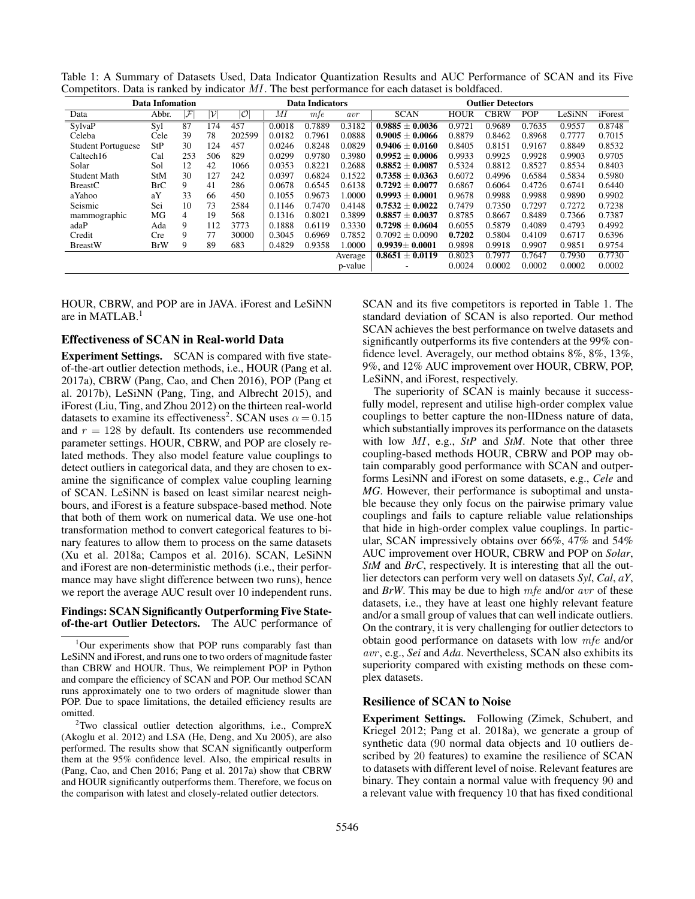Table 1: A Summary of Datasets Used, Data Indicator Quantization Results and AUC Performance of SCAN and its Five Competitors. Data is ranked by indicator $MI$. The best performance for each dataset is boldfaced.

| Data Infomation | | | | | Data Indicators | | | Outlier Detectors | | | | | |
|---|---|---|---|---|---|---|---|---|---|---|---|---|---|
| Data | Abbr. | $\|\mathcal{F}\|$ | $\|\mathcal{V}\|$ | $\|\mathcal{O}\|$ | $MI$ | $mfe$ | $avr$ | SCAN | HOUR | CBRW | POP | LeSiNN | iForest |
| SylvaP | Syl | 87 | 174 | 457 | 0.0018 | 0.7889 | 0.3182 | **0.9885 ± 0.0036** | 0.9721 | 0.9689 | 0.7635 | 0.9557 | 0.8748 |
| Celeba | Cele | 39 | 78 | 202599 | 0.0182 | 0.7961 | 0.0888 | **0.9005 ± 0.0066** | 0.8879 | 0.8462 | 0.8968 | 0.7777 | 0.7015 |
| Student Portuguese | StP | 30 | 124 | 457 | 0.0246 | 0.8248 | 0.0829 | **0.9406 ± 0.0160** | 0.8405 | 0.8151 | 0.9167 | 0.8849 | 0.8532 |
| Caltech16 | Cal | 253 | 506 | 829 | 0.0299 | 0.9780 | 0.3980 | **0.9952 ± 0.0006** | 0.9933 | 0.9925 | 0.9928 | 0.9903 | 0.9705 |
| Solar | Sol | 12 | 42 | 1066 | 0.0353 | 0.8221 | 0.2688 | **0.8852 ± 0.0087** | 0.5324 | 0.8812 | 0.8527 | 0.8534 | 0.8403 |
| Student Math | StM | 30 | 127 | 242 | 0.0397 | 0.6824 | 0.1522 | **0.7358 ± 0.0363** | 0.6072 | 0.4996 | 0.6584 | 0.5834 | 0.5980 |
| BreastC | BrC | 9 | 41 | 286 | 0.0678 | 0.6545 | 0.6138 | **0.7292 ± 0.0077** | 0.6867 | 0.6064 | 0.4726 | 0.6741 | 0.6440 |
| aYahoo | aY | 33 | 66 | 450 | 0.1055 | 0.9673 | 1.0000 | **0.9993 ± 0.0001** | 0.9678 | 0.9988 | 0.9988 | 0.9890 | 0.9902 |
| Seismic | Sei | 10 | 73 | 2584 | 0.1146 | 0.7470 | 0.4148 | **0.7532 ± 0.0022** | 0.7479 | 0.7350 | 0.7297 | 0.7272 | 0.7238 |
| mammographic | MG | 4 | 19 | 568 | 0.1316 | 0.8021 | 0.3899 | **0.8857 ± 0.0037** | 0.8785 | 0.8667 | 0.8489 | 0.7366 | 0.7387 |
| adaP | Ada | 9 | 112 | 3773 | 0.1888 | 0.6119 | 0.3330 | **0.7298 ± 0.0604** | 0.6055 | 0.5879 | 0.4089 | 0.4793 | 0.4992 |
| Credit | Cre | 9 | 77 | 30000 | 0.3045 | 0.6969 | 0.7852 | 0.7092 ± 0.0090 | **0.7202** | 0.5804 | 0.4109 | 0.6717 | 0.6396 |
| BreastW | BrW | 9 | 89 | 683 | 0.4829 | 0.9358 | 1.0000 | **0.9939± 0.0001** | 0.9898 | 0.9918 | 0.9907 | 0.9851 | 0.9754 |
| | | | | | | | Average | **0.8651 ± 0.0119** | 0.8023 | 0.7977 | 0.7647 | 0.7930 | 0.7730 |
| | | | | | | | p-value | - | 0.0024 | 0.0002 | 0.0002 | 0.0002 | 0.0002 |

HOUR, CBRW, and POP are in JAVA. iForest and LeSiNN are in MATLAB.[1]

### Effectiveness of SCAN in Real-world Data

**Experiment Settings.** SCAN is compared with five state-of-the-art outlier detection methods, i.e., HOUR (Pang et al. 2017a), CBRW (Pang, Cao, and Chen 2016), POP (Pang et al. 2017b), LeSiNN (Pang, Ting, and Albrecht 2015), and iForest (Liu, Ting, and Zhou 2012) on the thirteen real-world datasets to examine its effectiveness[2]. SCAN uses $\alpha = 0.15$ and $r = 128$ by default. Its contenders use recommended parameter settings. HOUR, CBRW, and POP are closely related methods. They also model feature value couplings to detect outliers in categorical data, and they are chosen to examine the significance of complex value coupling learning of SCAN. LeSiNN is based on least similar nearest neighbours, and iForest is a feature subspace-based method. Note that both of them work on numerical data. We use one-hot transformation method to convert categorical features to binary features to allow them to process on the same datasets (Xu et al. 2018a; Campos et al. 2016). SCAN, LeSiNN and iForest are non-deterministic methods (i.e., their performance may have slight difference between two runs), hence we report the average AUC result over 10 independent runs.

**Findings: SCAN Significantly Outperforming Five State-of-the-art Outlier Detectors.** The AUC performance of SCAN and its five competitors is reported in Table 1. The standard deviation of SCAN is also reported. Our method SCAN achieves the best performance on twelve datasets and significantly outperforms its five contenders at the 99% confidence level. Averagely, our method obtains 8%, 8%, 13%, 9%, and 12% AUC improvement over HOUR, CBRW, POP, LeSiNN, and iForest, respectively.

The superiority of SCAN is mainly because it successfully model, represent and utilise high-order complex value couplings to better capture the non-IIDness nature of data, which substantially improves its performance on the datasets with low $MI$, e.g., ***StP*** and ***StM***. Note that other three coupling-based methods HOUR, CBRW and POP may obtain comparably good performance with SCAN and outperforms LesiNN and iForest on some datasets, e.g., ***Cele*** and ***MG***. However, their performance is suboptimal and unstable because they only focus on the pairwise primary value couplings and fails to capture reliable value relationships that hide in high-order complex value couplings. In particular, SCAN impressively obtains over 66%, 47% and 54% AUC improvement over HOUR, CBRW and POP on ***Solar***, ***StM*** and ***BrC***, respectively. It is interesting that all the outlier detectors can perform very well on datasets ***Syl***, ***Cal***, ***aY***, and ***BrW***. This may be due to high $mfe$ and/or $avr$ of these datasets, i.e., they have at least one highly relevant feature and/or a small group of values that can well indicate outliers. On the contrary, it is very challenging for outlier detectors to obtain good performance on datasets with low $mfe$ and/or $avr$, e.g., ***Sei*** and ***Ada***. Nevertheless, SCAN also exhibits its superiority compared with existing methods on these complex datasets.

### Resilience of SCAN to Noise

**Experiment Settings.** Following (Zimek, Schubert, and Kriegel 2012; Pang et al. 2018a), we generate a group of synthetic data (90 normal data objects and 10 outliers described by 20 features) to examine the resilience of SCAN to datasets with different level of noise. Relevant features are binary. They contain a normal value with frequency 90 and a relevant value with frequency 10 that has fixed conditional

---

[1] Our experiments show that POP runs comparably fast than LeSiNN and iForest, and runs one to two orders of magnitude faster than CBRW and HOUR. Thus, We reimplement POP in Python and compare the efficiency of SCAN and POP. Our method SCAN runs approximately one to two orders of magnitude slower than POP. Due to space limitations, the detailed efficiency results are omitted.

[2] Two classical outlier detection algorithms, i.e., CompreX (Akoglu et al. 2012) and LSA (He, Deng, and Xu 2005), are also performed. The results show that SCAN significantly outperform them at the 95% confidence level. Also, the empirical results in (Pang, Cao, and Chen 2016; Pang et al. 2017a) show that CBRW and HOUR significantly outperforms them. Therefore, we focus on the comparison with latest and closely-related outlier detectors.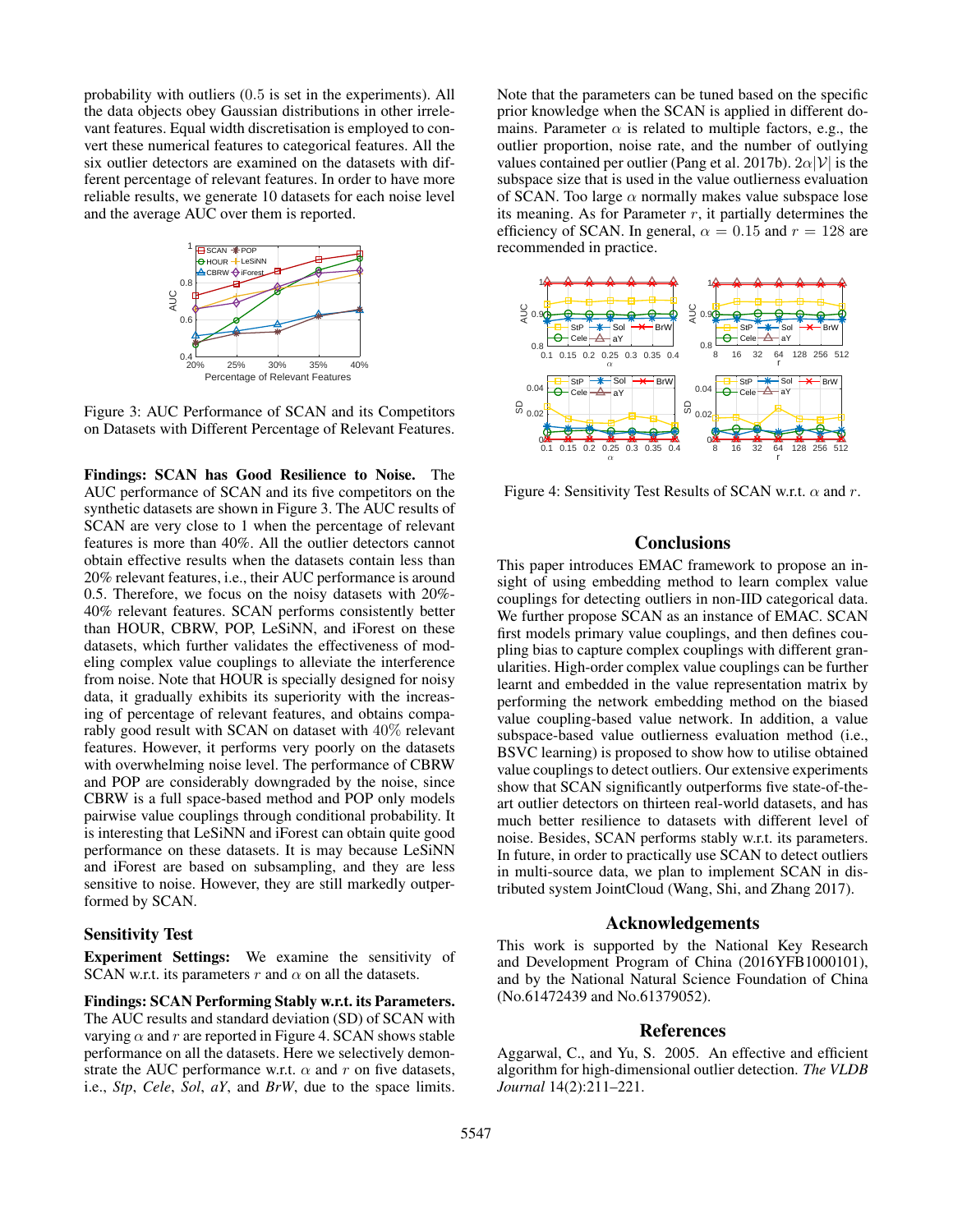probability with outliers (0.5 is set in the experiments). All the data objects obey Gaussian distributions in other irrelevant features. Equal width discretisation is employed to convert these numerical features to categorical features. All the six outlier detectors are examined on the datasets with different percentage of relevant features. In order to have more reliable results, we generate 10 datasets for each noise level and the average AUC over them is reported.

Figure 3: AUC Performance of SCAN and its Competitors on Datasets with Different Percentage of Relevant Features.

**Findings: SCAN has Good Resilience to Noise.** The AUC performance of SCAN and its five competitors on the synthetic datasets are shown in Figure 3. The AUC results of SCAN are very close to 1 when the percentage of relevant features is more than 40%. All the outlier detectors cannot obtain effective results when the datasets contain less than 20% relevant features, i.e., their AUC performance is around 0.5. Therefore, we focus on the noisy datasets with 20%-40% relevant features. SCAN performs consistently better than HOUR, CBRW, POP, LeSiNN, and iForest on these datasets, which further validates the effectiveness of modeling complex value couplings to alleviate the interference from noise. Note that HOUR is specially designed for noisy data, it gradually exhibits its superiority with the increasing of percentage of relevant features, and obtains comparably good result with SCAN on dataset with 40% relevant features. However, it performs very poorly on the datasets with overwhelming noise level. The performance of CBRW and POP are considerably downgraded by the noise, since CBRW is a full space-based method and POP only models pairwise value couplings through conditional probability. It is interesting that LeSiNN and iForest can obtain quite good performance on these datasets. It is may because LeSiNN and iForest are based on subsampling, and they are less sensitive to noise. However, they are still markedly outperformed by SCAN.

### Sensitivity Test

**Experiment Settings:** We examine the sensitivity of SCAN w.r.t. its parameters $r$ and $\alpha$ on all the datasets.

**Findings: SCAN Performing Stably w.r.t. its Parameters.** The AUC results and standard deviation (SD) of SCAN with varying $\alpha$ and $r$ are reported in Figure 4. SCAN shows stable performance on all the datasets. Here we selectively demonstrate the AUC performance w.r.t. $\alpha$ and $r$ on five datasets, i.e., *Stp*, *Cele*, *Sol*, *aY*, and *BrW*, due to the space limits. Note that the parameters can be tuned based on the specific prior knowledge when the SCAN is applied in different domains. Parameter $\alpha$ is related to multiple factors, e.g., the outlier proportion, noise rate, and the number of outlying values contained per outlier (Pang et al. 2017b). $2\alpha|\mathcal{V}|$ is the subspace size that is used in the value outlierness evaluation of SCAN. Too large $\alpha$ normally makes value subspace lose its meaning. As for Parameter $r$, it partially determines the efficiency of SCAN. In general, $\alpha = 0.15$ and $r = 128$ are recommended in practice.

Figure 4: Sensitivity Test Results of SCAN w.r.t. $\alpha$ and $r$.

## Conclusions

This paper introduces EMAC framework to propose an insight of using embedding method to learn complex value couplings for detecting outliers in non-IID categorical data. We further propose SCAN as an instance of EMAC. SCAN first models primary value couplings, and then defines coupling bias to capture complex couplings with different granularities. High-order complex value couplings can be further learnt and embedded in the value representation matrix by performing the network embedding method on the biased value coupling-based value network. In addition, a value subspace-based value outlierness evaluation method (i.e., BSVC learning) is proposed to show how to utilise obtained value couplings to detect outliers. Our extensive experiments show that SCAN significantly outperforms five state-of-the-art outlier detectors on thirteen real-world datasets, and has much better resilience to datasets with different level of noise. Besides, SCAN performs stably w.r.t. its parameters. In future, in order to practically use SCAN to detect outliers in multi-source data, we plan to implement SCAN in distributed system JointCloud (Wang, Shi, and Zhang 2017).

## Acknowledgements

This work is supported by the National Key Research and Development Program of China (2016YFB1000101), and by the National Natural Science Foundation of China (No.61472439 and No.61379052).

## References

Aggarwal, C., and Yu, S. 2005. An effective and efficient algorithm for high-dimensional outlier detection. *The VLDB Journal* 14(2):211–221.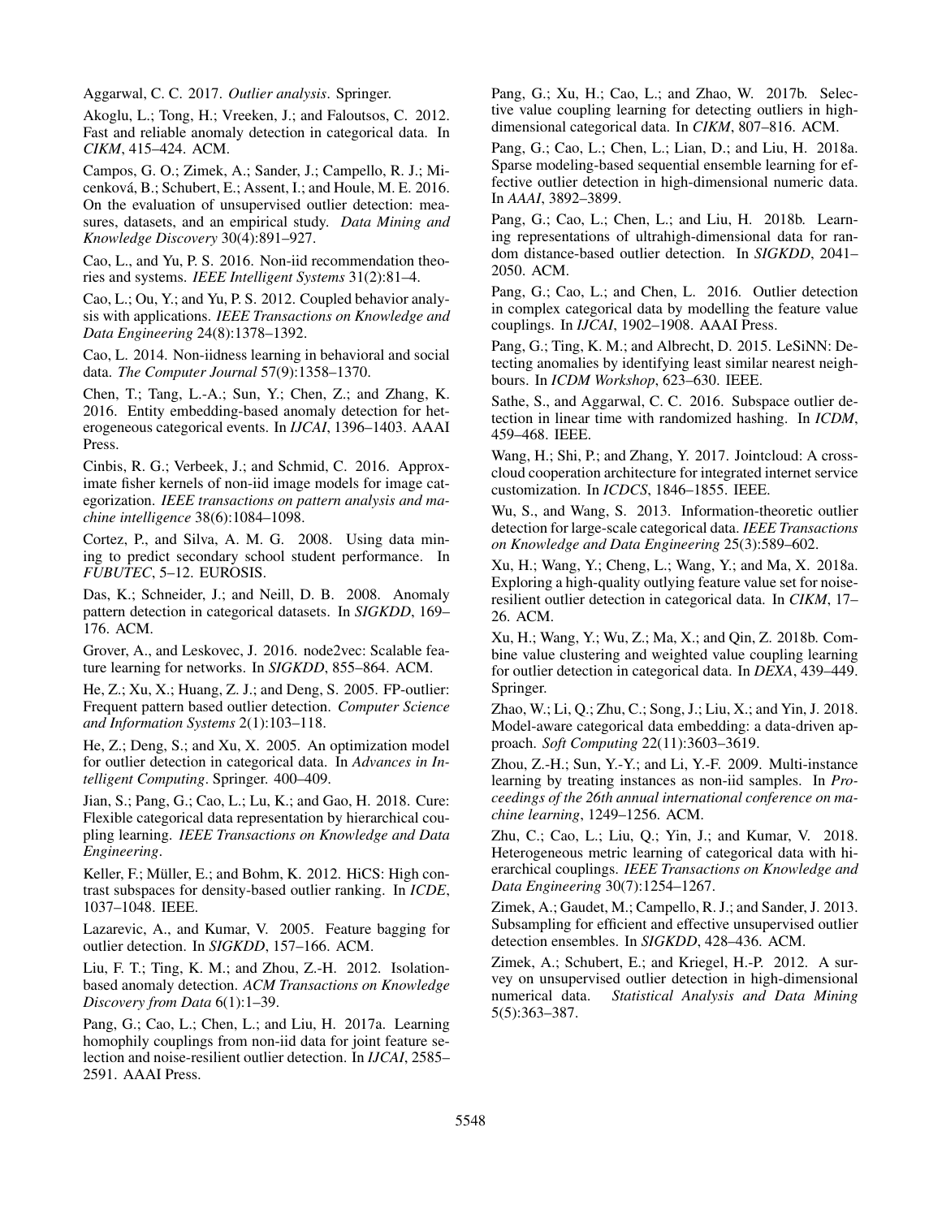Aggarwal, C. C. 2017. *Outlier analysis*. Springer.

Akoglu, L.; Tong, H.; Vreeken, J.; and Faloutsos, C. 2012. Fast and reliable anomaly detection in categorical data. In *CIKM*, 415–424. ACM.

Campos, G. O.; Zimek, A.; Sander, J.; Campello, R. J.; Micenková, B.; Schubert, E.; Assent, I.; and Houle, M. E. 2016. On the evaluation of unsupervised outlier detection: measures, datasets, and an empirical study. *Data Mining and Knowledge Discovery* 30(4):891–927.

Cao, L., and Yu, P. S. 2016. Non-iid recommendation theories and systems. *IEEE Intelligent Systems* 31(2):81–4.

Cao, L.; Ou, Y.; and Yu, P. S. 2012. Coupled behavior analysis with applications. *IEEE Transactions on Knowledge and Data Engineering* 24(8):1378–1392.

Cao, L. 2014. Non-iidness learning in behavioral and social data. *The Computer Journal* 57(9):1358–1370.

Chen, T.; Tang, L.-A.; Sun, Y.; Chen, Z.; and Zhang, K. 2016. Entity embedding-based anomaly detection for heterogeneous categorical events. In *IJCAI*, 1396–1403. AAAI Press.

Cinbis, R. G.; Verbeek, J.; and Schmid, C. 2016. Approximate fisher kernels of non-iid image models for image categorization. *IEEE transactions on pattern analysis and machine intelligence* 38(6):1084–1098.

Cortez, P., and Silva, A. M. G. 2008. Using data mining to predict secondary school student performance. In *FUBUTEC*, 5–12. EUROSIS.

Das, K.; Schneider, J.; and Neill, D. B. 2008. Anomaly pattern detection in categorical datasets. In *SIGKDD*, 169–176. ACM.

Grover, A., and Leskovec, J. 2016. node2vec: Scalable feature learning for networks. In *SIGKDD*, 855–864. ACM.

He, Z.; Xu, X.; Huang, Z. J.; and Deng, S. 2005. FP-outlier: Frequent pattern based outlier detection. *Computer Science and Information Systems* 2(1):103–118.

He, Z.; Deng, S.; and Xu, X. 2005. An optimization model for outlier detection in categorical data. In *Advances in Intelligent Computing*. Springer. 400–409.

Jian, S.; Pang, G.; Cao, L.; Lu, K.; and Gao, H. 2018. Cure: Flexible categorical data representation by hierarchical coupling learning. *IEEE Transactions on Knowledge and Data Engineering*.

Keller, F.; Müller, E.; and Bohm, K. 2012. HiCS: High contrast subspaces for density-based outlier ranking. In *ICDE*, 1037–1048. IEEE.

Lazarevic, A., and Kumar, V. 2005. Feature bagging for outlier detection. In *SIGKDD*, 157–166. ACM.

Liu, F. T.; Ting, K. M.; and Zhou, Z.-H. 2012. Isolation-based anomaly detection. *ACM Transactions on Knowledge Discovery from Data* 6(1):1–39.

Pang, G.; Cao, L.; Chen, L.; and Liu, H. 2017a. Learning homophily couplings from non-iid data for joint feature selection and noise-resilient outlier detection. In *IJCAI*, 2585–2591. AAAI Press.

Pang, G.; Xu, H.; Cao, L.; and Zhao, W. 2017b. Selective value coupling learning for detecting outliers in high-dimensional categorical data. In *CIKM*, 807–816. ACM.

Pang, G.; Cao, L.; Chen, L.; Lian, D.; and Liu, H. 2018a. Sparse modeling-based sequential ensemble learning for effective outlier detection in high-dimensional numeric data. In *AAAI*, 3892–3899.

Pang, G.; Cao, L.; Chen, L.; and Liu, H. 2018b. Learning representations of ultrahigh-dimensional data for random distance-based outlier detection. In *SIGKDD*, 2041–2050. ACM.

Pang, G.; Cao, L.; and Chen, L. 2016. Outlier detection in complex categorical data by modelling the feature value couplings. In *IJCAI*, 1902–1908. AAAI Press.

Pang, G.; Ting, K. M.; and Albrecht, D. 2015. LeSiNN: Detecting anomalies by identifying least similar nearest neighbours. In *ICDM Workshop*, 623–630. IEEE.

Sathe, S., and Aggarwal, C. C. 2016. Subspace outlier detection in linear time with randomized hashing. In *ICDM*, 459–468. IEEE.

Wang, H.; Shi, P.; and Zhang, Y. 2017. Jointcloud: A cross-cloud cooperation architecture for integrated internet service customization. In *ICDCS*, 1846–1855. IEEE.

Wu, S., and Wang, S. 2013. Information-theoretic outlier detection for large-scale categorical data. *IEEE Transactions on Knowledge and Data Engineering* 25(3):589–602.

Xu, H.; Wang, Y.; Cheng, L.; Wang, Y.; and Ma, X. 2018a. Exploring a high-quality outlying feature value set for noise-resilient outlier detection in categorical data. In *CIKM*, 17–26. ACM.

Xu, H.; Wang, Y.; Wu, Z.; Ma, X.; and Qin, Z. 2018b. Combine value clustering and weighted value coupling learning for outlier detection in categorical data. In *DEXA*, 439–449. Springer.

Zhao, W.; Li, Q.; Zhu, C.; Song, J.; Liu, X.; and Yin, J. 2018. Model-aware categorical data embedding: a data-driven approach. *Soft Computing* 22(11):3603–3619.

Zhou, Z.-H.; Sun, Y.-Y.; and Li, Y.-F. 2009. Multi-instance learning by treating instances as non-iid samples. In *Proceedings of the 26th annual international conference on machine learning*, 1249–1256. ACM.

Zhu, C.; Cao, L.; Liu, Q.; Yin, J.; and Kumar, V. 2018. Heterogeneous metric learning of categorical data with hierarchical couplings. *IEEE Transactions on Knowledge and Data Engineering* 30(7):1254–1267.

Zimek, A.; Gaudet, M.; Campello, R. J.; and Sander, J. 2013. Subsampling for efficient and effective unsupervised outlier detection ensembles. In *SIGKDD*, 428–436. ACM.

Zimek, A.; Schubert, E.; and Kriegel, H.-P. 2012. A survey on unsupervised outlier detection in high-dimensional numerical data. *Statistical Analysis and Data Mining* 5(5):363–387.